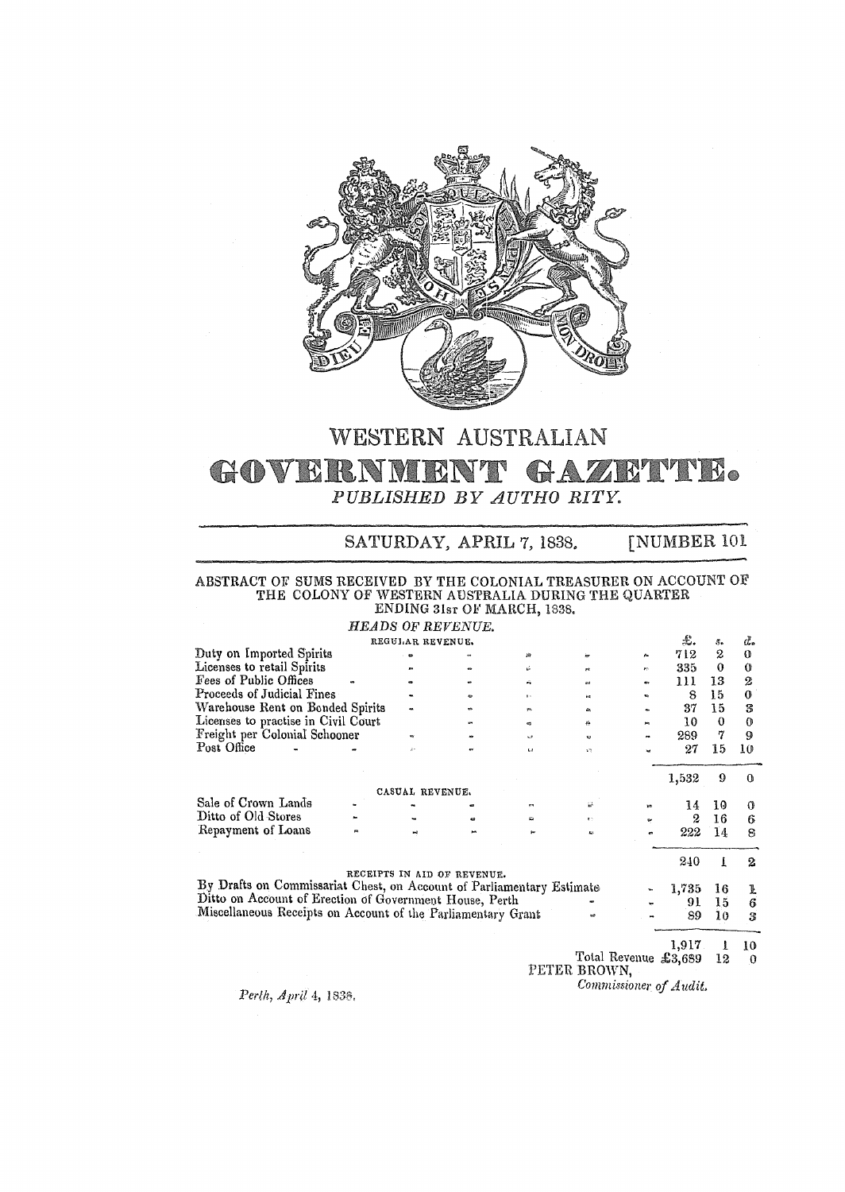# WESTERN AUSTRALIAN

# GOVERNMENT GAZETTE.

*PUBLISHED BY AUTHORITY.*

SATURDAY, APRIL 7, 1838. [NUMBER 101

## ABSTRACT OF SUMS RECEIVED BY THE COLONIAL TREASURER ON ACCOUNT OF THE COLONY OF WESTERN AUSTRALIA DURING THE QUARTER ENDING 31st OF MARCH, 1838.

*HEADS OF REVENUE.*

| | £. | s. | d. |
|---|---|---|---|
| REGULAR REVENUE. | | | |
| Duty on Imported Spirits | 712 | 2 | 0 |
| Licenses to retail Spirits | 335 | 0 | 0 |
| Fees of Public Offices | 111 | 13 | 2 |
| Proceeds of Judicial Fines | 8 | 15 | 0 |
| Warehouse Rent on Bonded Spirits | 37 | 15 | 3 |
| Licenses to practise in Civil Court | 10 | 0 | 0 |
| Freight per Colonial Schooner | 289 | 7 | 9 |
| Post Office | 27 | 15 | 10 |
| | 1,532 | 9 | 0 |
| CASUAL REVENUE. | | | |
| Sale of Crown Lands | 14 | 10 | 0 |
| Ditto of Old Stores | 2 | 16 | 6 |
| Repayment of Loans | 222 | 14 | 8 |
| | 240 | 1 | 2 |
| RECEIPTS IN AID OF REVENUE. | | | |
| By Drafts on Commissariat Chest, on Account of Parliamentary Estimate | 1,735 | 16 | 1 |
| Ditto on Account of Erection of Government House, Perth | 91 | 15 | 6 |
| Miscellaneous Receipts on Account of the Parliamentary Grant | 89 | 10 | 3 |
| | 1,917 | 1 | 10 |
| Total Revenue | £3,689 | 12 | 0 |

PETER BROWN,
*Commissioner of Audit.*

*Perth, April 4, 1838.*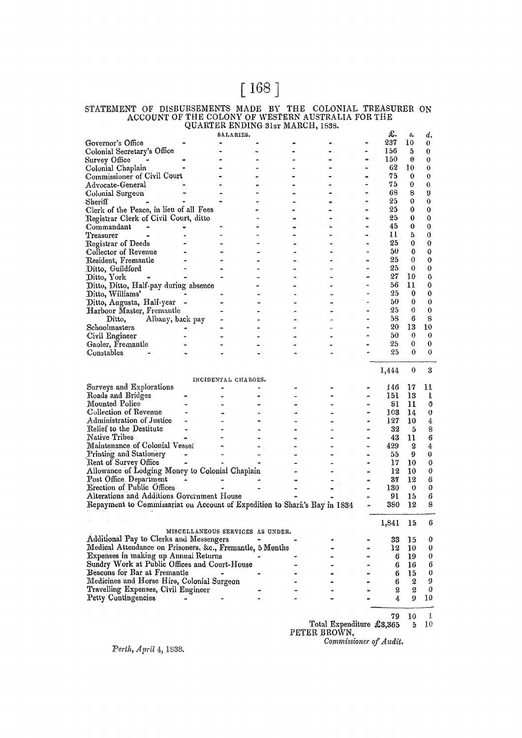# STATEMENT OF DISBURSEMENTS MADE BY THE COLONIAL TREASURER ON ACCOUNT OF THE COLONY OF WESTERN AUSTRALIA FOR THE QUARTER ENDING 31st MARCH, 1838.

| | £. | s. | d. |
|---|---|---|---|
| **SALARIES.** | | | |
| Governor's Office | 237 | 10 | 0 |
| Colonial Secretary's Office | 156 | 5 | 0 |
| Survey Office | 150 | 0 | 0 |
| Colonial Chaplain | 62 | 10 | 0 |
| Commissioner of Civil Court | 75 | 0 | 0 |
| Advocate-General | 75 | 0 | 0 |
| Colonial Surgeon | 68 | 8 | 9 |
| Sheriff | 25 | 0 | 0 |
| Clerk of the Peace, in lieu of all Fees | 25 | 0 | 0 |
| Registrar Clerk of Civil Court, ditto | 25 | 0 | 0 |
| Commandant | 45 | 0 | 0 |
| Treasurer | 11 | 5 | 0 |
| Registrar of Deeds | 25 | 0 | 0 |
| Collector of Revenue | 50 | 0 | 0 |
| Resident, Fremantle | 25 | 0 | 0 |
| Ditto, Guildford | 25 | 0 | 0 |
| Ditto, York | 27 | 10 | 0 |
| Ditto, Ditto, Half-pay during absence | 56 | 11 | 0 |
| Ditto, Williams' | 25 | 0 | 0 |
| Ditto, Augusta, Half-year | 50 | 0 | 0 |
| Harbour Master, Fremantle | 25 | 0 | 0 |
| Ditto, Albany, back pay | 58 | 6 | 8 |
| Schoolmasters | 20 | 13 | 10 |
| Civil Engineer | 50 | 0 | 0 |
| Gaoler, Fremantle | 25 | 0 | 0 |
| Constables | 25 | 0 | 0 |
| | 1,444 | 0 | 3 |
| **INCIDENTAL CHARGES.** | | | |
| Surveys and Explorations | 146 | 17 | 11 |
| Roads and Bridges | 151 | 13 | 1 |
| Mounted Police | 81 | 11 | 0 |
| Collection of Revenue | 103 | 14 | 0 |
| Administration of Justice | 127 | 10 | 4 |
| Relief to the Destitute | 32 | 5 | 8 |
| Native Tribes | 43 | 11 | 6 |
| Maintenance of Colonial Vessel | 429 | 2 | 4 |
| Printing and Stationery | 55 | 9 | 0 |
| Rent of Survey Office | 17 | 10 | 0 |
| Allowance of Lodging Money to Colonial Chaplain | 12 | 10 | 0 |
| Post Office Department | 37 | 12 | 6 |
| Erection of Public Offices | 130 | 0 | 0 |
| Alterations and Additions Government House | 91 | 15 | 6 |
| Repayment to Commissariat on Account of Expedition to Shark's Bay in 1834 | 380 | 12 | 8 |
| | 1,841 | 15 | 6 |
| **MISCELLANEOUS SERVICES AS UNDER.** | | | |
| Additional Pay to Clerks and Messengers | 33 | 15 | 0 |
| Medical Attendance on Prisoners, &c., Fremantle, 5 Months | 12 | 10 | 0 |
| Expenses in making up Annual Returns | 6 | 19 | 0 |
| Sundry Work at Public Offices and Court-House | 6 | 16 | 6 |
| Beacons for Bar at Fremantle | 6 | 15 | 0 |
| Medicines and Horse Hire, Colonial Surgeon | 6 | 2 | 9 |
| Travelling Expenses, Civil Engineer | 2 | 2 | 0 |
| Petty Contingencies | 4 | 9 | 10 |
| | 79 | 10 | 1 |
| Total Expenditure | £3,365 | 5 | 10 |

PETER BROWN,
*Commissioner of Audit.*

*Perth, April 4, 1838.*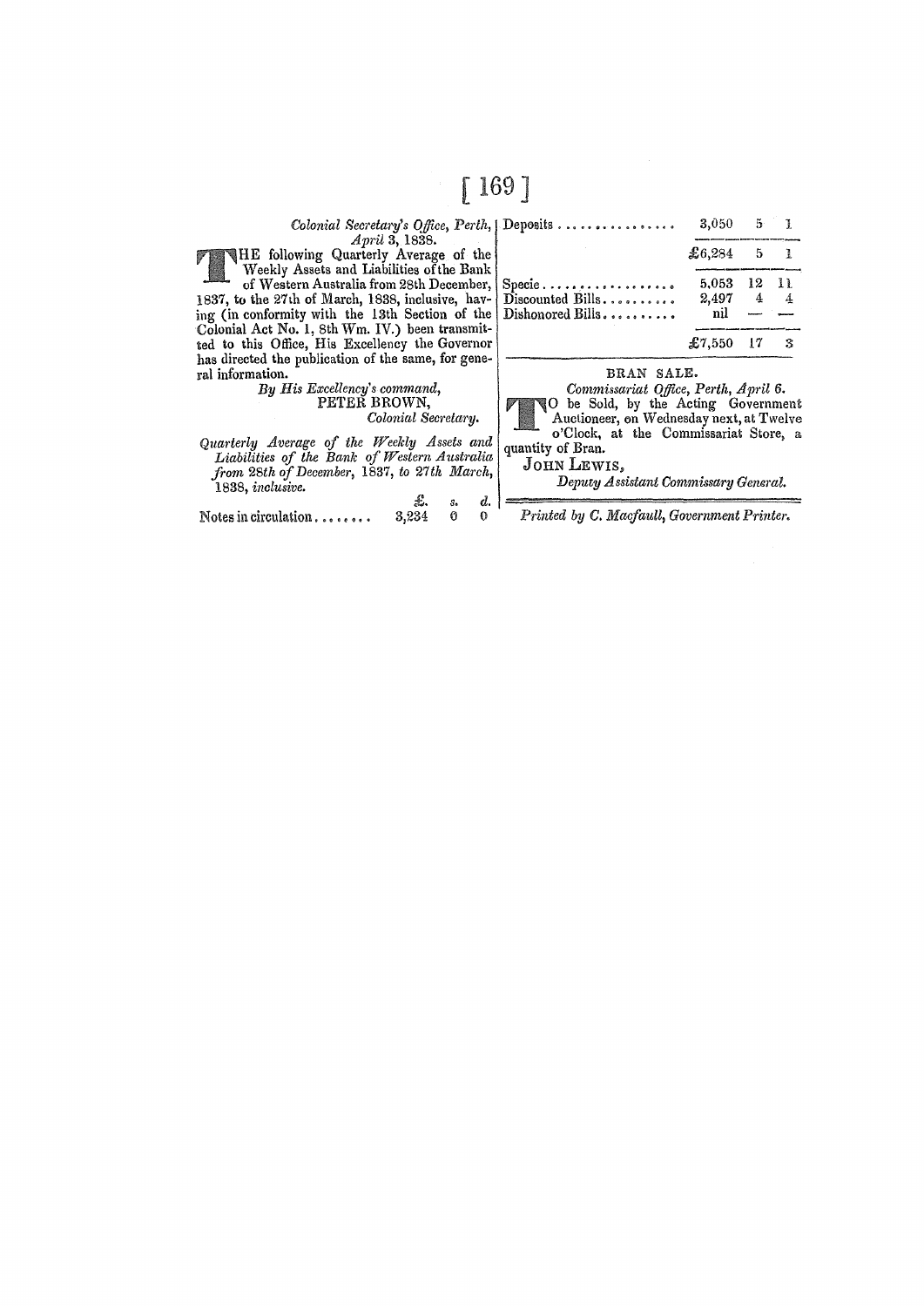*Colonial Secretary's Office, Perth, April 3, 1838.*

THE following Quarterly Average of the Weekly Assets and Liabilities of the Bank of Western Australia from 28th December, 1837, to the 27th of March, 1838, inclusive, having (in conformity with the 13th Section of the Colonial Act No. 1, 8th Wm. IV.) been transmitted to this Office, His Excellency the Governor has directed the publication of the same, for general information.

*By His Excellency's command,*
PETER BROWN,
*Colonial Secretary.*

*Quarterly Average of the Weekly Assets and Liabilities of the Bank of Western Australia from 28th of December, 1837, to 27th March, 1838, inclusive.*

| | £. | s. | d. |
|---|---|---|---|
| Notes in circulation........ | 3,234 | 0 | 0 |
| Deposits................ | 3,050 | 5 | 1 |
| | £6,284 | 5 | 1 |
| Specie.................. | 5,053 | 12 | 11 |
| Discounted Bills.......... | 2,497 | 4 | 4 |
| Dishonored Bills.......... | nil | — | — |
| | £7,550 | 17 | 3 |

## BRAN SALE.

*Commissariat Office, Perth, April 6.*

TO be Sold, by the Acting Government Auctioneer, on Wednesday next, at Twelve o'Clock, at the Commissariat Store, a quantity of Bran.

JOHN LEWIS,
*Deputy Assistant Commissary General.*

*Printed by C. Macfaull, Government Printer.*